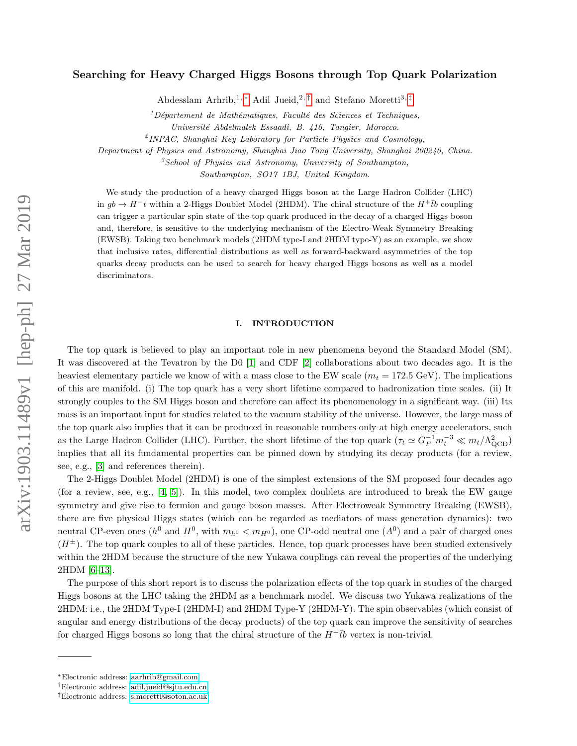# Searching for Heavy Charged Higgs Bosons through Top Quark Polarization

Abdesslam Arhrib,[1,*] Adil Jueid,[2,†] and Stefano Moretti[3,‡]

[1] *Département de Mathématiques, Faculté des Sciences et Techniques, Université Abdelmalek Essaadi, B. 416, Tangier, Morocco.*

[2] *INPAC, Shanghai Key Laboratory for Particle Physics and Cosmology, Department of Physics and Astronomy, Shanghai Jiao Tong University, Shanghai 200240, China.*

[3] *School of Physics and Astronomy, University of Southampton, Southampton, SO17 1BJ, United Kingdom.*

We study the production of a heavy charged Higgs boson at the Large Hadron Collider (LHC) in $gb \to H^- t$ within a 2-Higgs Doublet Model (2HDM). The chiral structure of the $H^+ \bar{t} b$ coupling can trigger a particular spin state of the top quark produced in the decay of a charged Higgs boson and, therefore, is sensitive to the underlying mechanism of the Electro-Weak Symmetry Breaking (EWSB). Taking two benchmark models (2HDM type-I and 2HDM type-Y) as an example, we show that inclusive rates, differential distributions as well as forward-backward asymmetries of the top quarks decay products can be used to search for heavy charged Higgs bosons as well as a model discriminators.

## I. INTRODUCTION

The top quark is believed to play an important role in new phenomena beyond the Standard Model (SM). It was discovered at the Tevatron by the D0 [1] and CDF [2] collaborations about two decades ago. It is the heaviest elementary particle we know of with a mass close to the EW scale ($m_t = 172.5$ GeV). The implications of this are manifold. (i) The top quark has a very short lifetime compared to hadronization time scales. (ii) It strongly couples to the SM Higgs boson and therefore can affect its phenomenology in a significant way. (iii) Its mass is an important input for studies related to the vacuum stability of the universe. However, the large mass of the top quark also implies that it can be produced in reasonable numbers only at high energy accelerators, such as the Large Hadron Collider (LHC). Further, the short lifetime of the top quark ($\tau_t \simeq G_F^{-1} m_t^{-3} \ll m_t/\Lambda_{\rm QCD}^2$) implies that all its fundamental properties can be pinned down by studying its decay products (for a review, see, e.g., [3] and references therein).

The 2-Higgs Doublet Model (2HDM) is one of the simplest extensions of the SM proposed four decades ago (for a review, see, e.g., [4, 5]). In this model, two complex doublets are introduced to break the EW gauge symmetry and give rise to fermion and gauge boson masses. After Electroweak Symmetry Breaking (EWSB), there are five physical Higgs states (which can be regarded as mediators of mass generation dynamics): two neutral CP-even ones ($h^0$ and $H^0$, with $m_{h^0} < m_{H^0}$), one CP-odd neutral one ($A^0$) and a pair of charged ones ($H^\pm$). The top quark couples to all of these particles. Hence, top quark processes have been studied extensively within the 2HDM because the structure of the new Yukawa couplings can reveal the properties of the underlying 2HDM [6–13].

The purpose of this short report is to discuss the polarization effects of the top quark in studies of the charged Higgs bosons at the LHC taking the 2HDM as a benchmark model. We discuss two Yukawa realizations of the 2HDM: i.e., the 2HDM Type-I (2HDM-I) and 2HDM Type-Y (2HDM-Y). The spin observables (which consist of angular and energy distributions of the decay products) of the top quark can improve the sensitivity of searches for charged Higgs bosons so long that the chiral structure of the $H^+ \bar{t} b$ vertex is non-trivial.

---

*Electronic address: aarhrib@gmail.com

†Electronic address: adil.jueid@sjtu.edu.cn

‡Electronic address: s.moretti@soton.ac.uk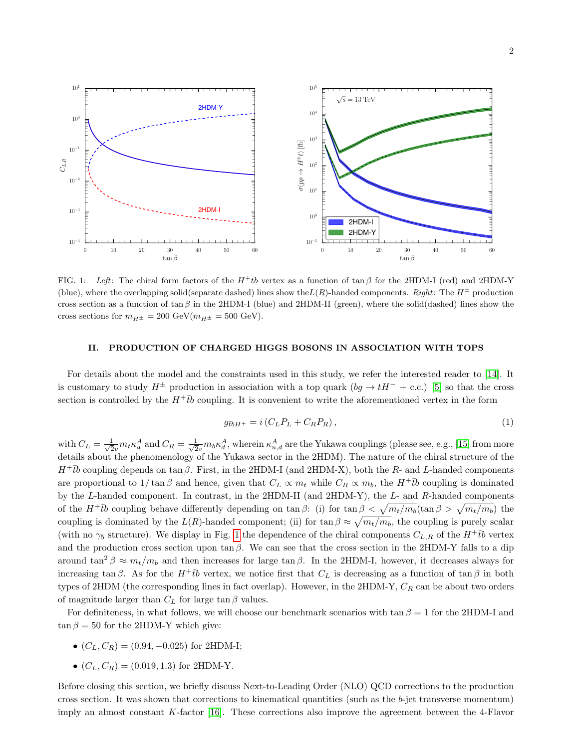FIG. 1: *Left*: The chiral form factors of the $H^+\bar{t}b$ vertex as a function of $\tan\beta$ for the 2HDM-I (red) and 2HDM-Y (blue), where the overlapping solid(separate dashed) lines show the $L(R)$-handed components. *Right*: The $H^\pm$ production cross section as a function of $\tan\beta$ in the 2HDM-I (blue) and 2HDM-II (green), where the solid(dashed) lines show the cross sections for $m_{H^\pm} = 200$ GeV($m_{H^\pm} = 500$ GeV).

## II. PRODUCTION OF CHARGED HIGGS BOSONS IN ASSOCIATION WITH TOPS

For details about the model and the constraints used in this study, we refer the interested reader to [14]. It is customary to study $H^\pm$ production in association with a top quark ($bg \to tH^- +$ c.c.) [5] so that the cross section is controlled by the $H^+\bar{t}b$ coupling. It is convenient to write the aforementioned vertex in the form

$$g_{\bar{t}bH^+} = i\left(C_L P_L + C_R P_R\right), \tag{1}$$

with $C_L = \frac{1}{\sqrt{2}v} m_t \kappa_u^A$ and $C_R = \frac{1}{\sqrt{2}v} m_b \kappa_d^A$, wherein $\kappa_{u,d}^A$ are the Yukawa couplings (please see, e.g., [15] from more details about the phenomenology of the Yukawa sector in the 2HDM). The nature of the chiral structure of the $H^+\bar{t}b$ coupling depends on $\tan\beta$. First, in the 2HDM-I (and 2HDM-X), both the $R$- and $L$-handed components are proportional to $1/\tan\beta$ and hence, given that $C_L \propto m_t$ while $C_R \propto m_b$, the $H^+\bar{t}b$ coupling is dominated by the $L$-handed component. In contrast, in the 2HDM-II (and 2HDM-Y), the $L$- and $R$-handed components of the $H^+\bar{t}b$ coupling behave differently depending on $\tan\beta$: (i) for $\tan\beta < \sqrt{m_t/m_b}$($\tan\beta > \sqrt{m_t/m_b}$) the coupling is dominated by the $L(R)$-handed component; (ii) for $\tan\beta \approx \sqrt{m_t/m_b}$, the coupling is purely scalar (with no $\gamma_5$ structure). We display in Fig. 1 the dependence of the chiral components $C_{L,R}$ of the $H^+\bar{t}b$ vertex and the production cross section upon $\tan\beta$. We can see that the cross section in the 2HDM-Y falls to a dip around $\tan^2\beta \approx m_t/m_b$ and then increases for large $\tan\beta$. In the 2HDM-I, however, it decreases always for increasing $\tan\beta$. As for the $H^+\bar{t}b$ vertex, we notice first that $C_L$ is decreasing as a function of $\tan\beta$ in both types of 2HDM (the corresponding lines in fact overlap). However, in the 2HDM-Y, $C_R$ can be about two orders of magnitude larger than $C_L$ for large $\tan\beta$ values.

For definiteness, in what follows, we will choose our benchmark scenarios with $\tan\beta = 1$ for the 2HDM-I and $\tan\beta = 50$ for the 2HDM-Y which give:

- $(C_L, C_R) = (0.94, -0.025)$ for 2HDM-I;
- $(C_L, C_R) = (0.019, 1.3)$ for 2HDM-Y.

Before closing this section, we briefly discuss Next-to-Leading Order (NLO) QCD corrections to the production cross section. It was shown that corrections to kinematical quantities (such as the $b$-jet transverse momentum) imply an almost constant $K$-factor [16]. These corrections also improve the agreement between the 4-Flavor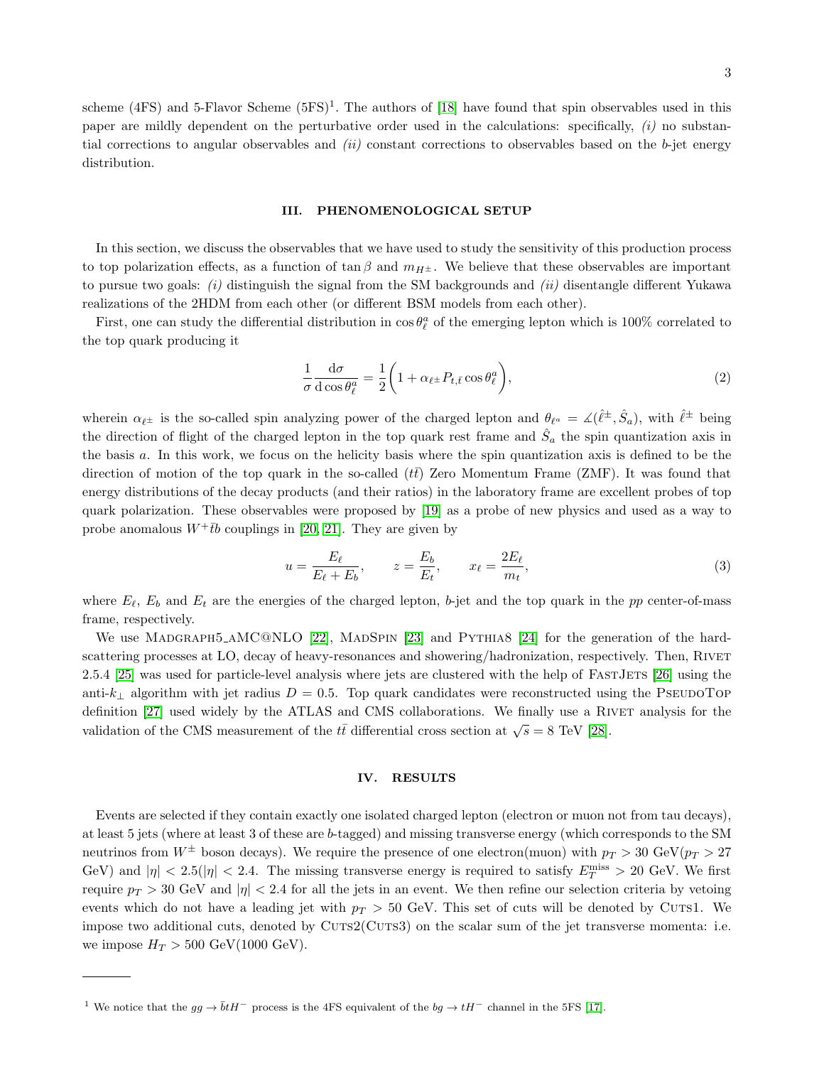scheme (4FS) and 5-Flavor Scheme (5FS)[1]. The authors of [18] have found that spin observables used in this paper are mildly dependent on the perturbative order used in the calculations: specifically, *(i)* no substantial corrections to angular observables and *(ii)* constant corrections to observables based on the $b$-jet energy distribution.

## III. PHENOMENOLOGICAL SETUP

In this section, we discuss the observables that we have used to study the sensitivity of this production process to top polarization effects, as a function of $\tan\beta$ and $m_{H^\pm}$. We believe that these observables are important to pursue two goals: *(i)* distinguish the signal from the SM backgrounds and *(ii)* disentangle different Yukawa realizations of the 2HDM from each other (or different BSM models from each other).

First, one can study the differential distribution in $\cos\theta_\ell^a$ of the emerging lepton which is 100% correlated to the top quark producing it

$$\frac{1}{\sigma}\frac{\mathrm{d}\sigma}{\mathrm{d}\cos\theta_\ell^a} = \frac{1}{2}\bigg(1 + \alpha_{\ell^\pm} P_{t,\bar{t}} \cos\theta_\ell^a\bigg), \tag{2}$$

wherein $\alpha_{\ell^\pm}$ is the so-called spin analyzing power of the charged lepton and $\theta_{\ell^a} = \measuredangle(\hat{\ell}^\pm, \hat{S}_a)$, with $\hat{\ell}^\pm$ being the direction of flight of the charged lepton in the top quark rest frame and $\hat{S}_a$ the spin quantization axis in the basis $a$. In this work, we focus on the helicity basis where the spin quantization axis is defined to be the direction of motion of the top quark in the so-called ($t\bar{t}$) Zero Momentum Frame (ZMF). It was found that energy distributions of the decay products (and their ratios) in the laboratory frame are excellent probes of top quark polarization. These observables were proposed by [19] as a probe of new physics and used as a way to probe anomalous $W^+\bar{t}b$ couplings in [20, 21]. They are given by

$$u = \frac{E_\ell}{E_\ell + E_b}, \qquad z = \frac{E_b}{E_t}, \qquad x_\ell = \frac{2E_\ell}{m_t}, \tag{3}$$

where $E_\ell$, $E_b$ and $E_t$ are the energies of the charged lepton, $b$-jet and the top quark in the $pp$ center-of-mass frame, respectively.

We use MadGraph5_aMC@NLO [22], MadSpin [23] and Pythia8 [24] for the generation of the hard-scattering processes at LO, decay of heavy-resonances and showering/hadronization, respectively. Then, Rivet 2.5.4 [25] was used for particle-level analysis where jets are clustered with the help of FastJets [26] using the anti-$k_\perp$ algorithm with jet radius $D = 0.5$. Top quark candidates were reconstructed using the PseudoTop definition [27] used widely by the ATLAS and CMS collaborations. We finally use a Rivet analysis for the validation of the CMS measurement of the $t\bar{t}$ differential cross section at $\sqrt{s} = 8$ TeV [28].

## IV. RESULTS

Events are selected if they contain exactly one isolated charged lepton (electron or muon not from tau decays), at least 5 jets (where at least 3 of these are $b$-tagged) and missing transverse energy (which corresponds to the SM neutrinos from $W^\pm$ boson decays). We require the presence of one electron(muon) with $p_T > 30$ GeV($p_T > 27$ GeV) and $|\eta| < 2.5$($|\eta| < 2.4$. The missing transverse energy is required to satisfy $E_T^{\text{miss}} > 20$ GeV. We first require $p_T > 30$ GeV and $|\eta| < 2.4$ for all the jets in an event. We then refine our selection criteria by vetoing events which do not have a leading jet with $p_T > 50$ GeV. This set of cuts will be denoted by Cuts1. We impose two additional cuts, denoted by Cuts2(Cuts3) on the scalar sum of the jet transverse momenta: i.e. we impose $H_T > 500$ GeV(1000 GeV).

---

[1] We notice that the $gg \to \bar{b}tH^-$ process is the 4FS equivalent of the $bg \to tH^-$ channel in the 5FS [17].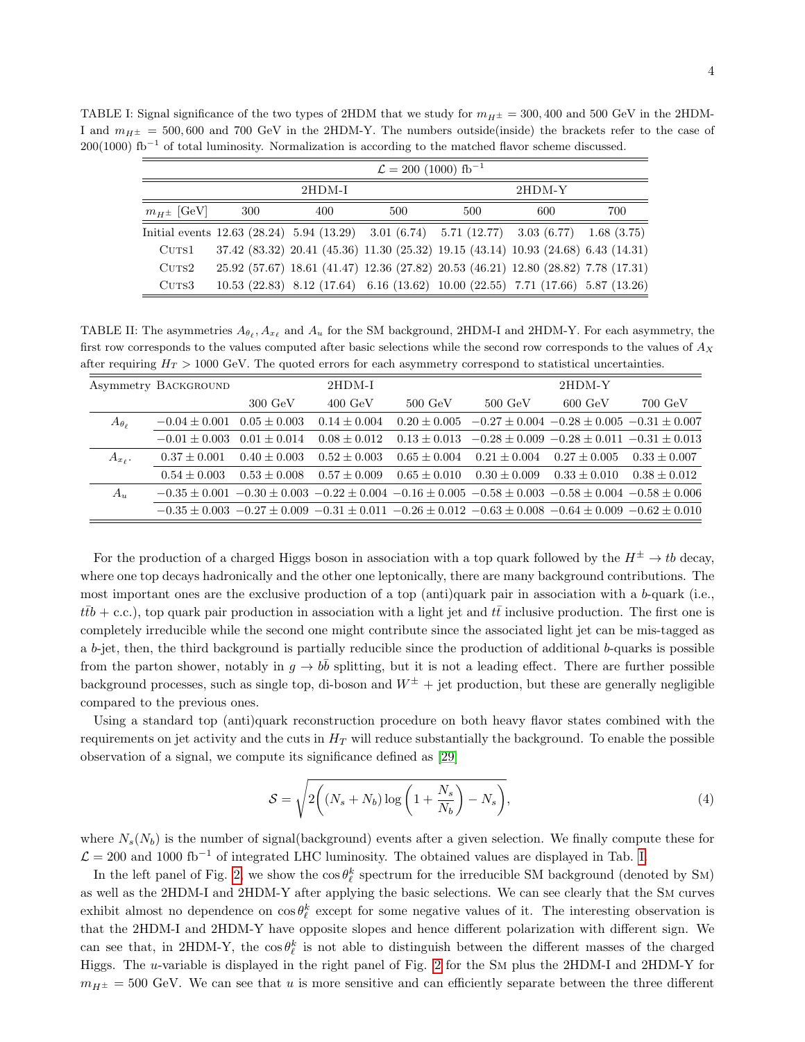TABLE I: Signal significance of the two types of 2HDM that we study for $m_{H^\pm} = 300, 400$ and 500 GeV in the 2HDM-I and $m_{H^\pm} = 500, 600$ and 700 GeV in the 2HDM-Y. The numbers outside(inside) the brackets refer to the case of 200(1000) fb$^{-1}$ of total luminosity. Normalization is according to the matched flavor scheme discussed.

| $\mathcal{L} = 200$ (1000) fb$^{-1}$ | | | | | | |
|---|---|---|---|---|---|---|
| | 2HDM-I | | | 2HDM-Y | | |
| $m_{H^\pm}$ [GeV] | 300 | 400 | 500 | 500 | 600 | 700 |
| Initial events | 12.63 (28.24) | 5.94 (13.29) | 3.01 (6.74) | 5.71 (12.77) | 3.03 (6.77) | 1.68 (3.75) |
| Cuts1 | 37.42 (83.32) | 20.41 (45.36) | 11.30 (25.32) | 19.15 (43.14) | 10.93 (24.68) | 6.43 (14.31) |
| Cuts2 | 25.92 (57.67) | 18.61 (41.47) | 12.36 (27.82) | 20.53 (46.21) | 12.80 (28.82) | 7.78 (17.31) |
| Cuts3 | 10.53 (22.83) | 8.12 (17.64) | 6.16 (13.62) | 10.00 (22.55) | 7.71 (17.66) | 5.87 (13.26) |

TABLE II: The asymmetries $A_{\theta_\ell}, A_{x_\ell}$ and $A_u$ for the SM background, 2HDM-I and 2HDM-Y. For each asymmetry, the first row corresponds to the values computed after basic selections while the second row corresponds to the values of $A_X$ after requiring $H_T > 1000$ GeV. The quoted errors for each asymmetry correspond to statistical uncertainties.

| Asymmetry | Background | 2HDM-I | | | 2HDM-Y | | |
|---|---|---|---|---|---|---|---|
| | | 300 GeV | 400 GeV | 500 GeV | 500 GeV | 600 GeV | 700 GeV |
| $A_{\theta_\ell}$ | $-0.04 \pm 0.001$ | $0.05 \pm 0.003$ | $0.14 \pm 0.004$ | $0.20 \pm 0.005$ | $-0.27 \pm 0.004$ | $-0.28 \pm 0.005$ | $-0.31 \pm 0.007$ |
| | $-0.01 \pm 0.003$ | $0.01 \pm 0.014$ | $0.08 \pm 0.012$ | $0.13 \pm 0.013$ | $-0.28 \pm 0.009$ | $-0.28 \pm 0.011$ | $-0.31 \pm 0.013$ |
| $A_{x_\ell}$. | $0.37 \pm 0.001$ | $0.40 \pm 0.003$ | $0.52 \pm 0.003$ | $0.65 \pm 0.004$ | $0.21 \pm 0.004$ | $0.27 \pm 0.005$ | $0.33 \pm 0.007$ |
| | $0.54 \pm 0.003$ | $0.53 \pm 0.008$ | $0.57 \pm 0.009$ | $0.65 \pm 0.010$ | $0.30 \pm 0.009$ | $0.33 \pm 0.010$ | $0.38 \pm 0.012$ |
| $A_u$ | $-0.35 \pm 0.001$ | $-0.30 \pm 0.003$ | $-0.22 \pm 0.004$ | $-0.16 \pm 0.005$ | $-0.58 \pm 0.003$ | $-0.58 \pm 0.004$ | $-0.58 \pm 0.006$ |
| | $-0.35 \pm 0.003$ | $-0.27 \pm 0.009$ | $-0.31 \pm 0.011$ | $-0.26 \pm 0.012$ | $-0.63 \pm 0.008$ | $-0.64 \pm 0.009$ | $-0.62 \pm 0.010$ |

For the production of a charged Higgs boson in association with a top quark followed by the $H^\pm \to tb$ decay, where one top decays hadronically and the other one leptonically, there are many background contributions. The most important ones are the exclusive production of a top (anti)quark pair in association with a $b$-quark (i.e., $t\bar{t}b$ + c.c.), top quark pair production in association with a light jet and $t\bar{t}$ inclusive production. The first one is completely irreducible while the second one might contribute since the associated light jet can be mis-tagged as a $b$-jet, then, the third background is partially reducible since the production of additional $b$-quarks is possible from the parton shower, notably in $g \to b\bar{b}$ splitting, but it is not a leading effect. There are further possible background processes, such as single top, di-boson and $W^\pm$ + jet production, but these are generally negligible compared to the previous ones.

Using a standard top (anti)quark reconstruction procedure on both heavy flavor states combined with the requirements on jet activity and the cuts in $H_T$ will reduce substantially the background. To enable the possible observation of a signal, we compute its significance defined as [29]

$$\mathcal{S} = \sqrt{2\left((N_s + N_b)\log\left(1 + \frac{N_s}{N_b}\right) - N_s\right)}, \tag{4}$$

where $N_s(N_b)$ is the number of signal(background) events after a given selection. We finally compute these for $\mathcal{L} = 200$ and 1000 fb$^{-1}$ of integrated LHC luminosity. The obtained values are displayed in Tab. I.

In the left panel of Fig. 2, we show the $\cos\theta_\ell^k$ spectrum for the irreducible SM background (denoted by SM) as well as the 2HDM-I and 2HDM-Y after applying the basic selections. We can see clearly that the SM curves exhibit almost no dependence on $\cos\theta_\ell^k$ except for some negative values of it. The interesting observation is that the 2HDM-I and 2HDM-Y have opposite slopes and hence different polarization with different sign. We can see that, in 2HDM-Y, the $\cos\theta_\ell^k$ is not able to distinguish between the different masses of the charged Higgs. The $u$-variable is displayed in the right panel of Fig. 2 for the SM plus the 2HDM-I and 2HDM-Y for $m_{H^\pm} = 500$ GeV. We can see that $u$ is more sensitive and can efficiently separate between the three different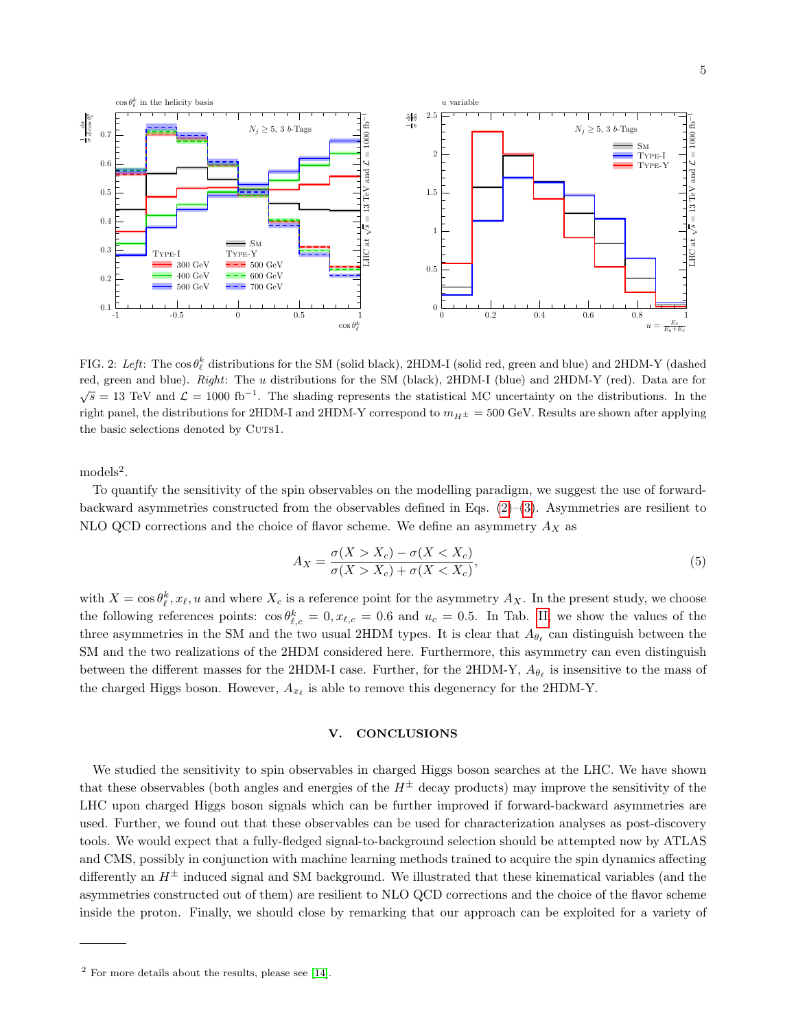FIG. 2: *Left*: The $\cos\theta_\ell^k$ distributions for the SM (solid black), 2HDM-I (solid red, green and blue) and 2HDM-Y (dashed red, green and blue). *Right*: The $u$ distributions for the SM (black), 2HDM-I (blue) and 2HDM-Y (red). Data are for $\sqrt{s} = 13$ TeV and $\mathcal{L} = 1000$ fb$^{-1}$. The shading represents the statistical MC uncertainty on the distributions. In the right panel, the distributions for 2HDM-I and 2HDM-Y correspond to $m_{H^\pm} = 500$ GeV. Results are shown after applying the basic selections denoted by CUTS1.

models[2].

To quantify the sensitivity of the spin observables on the modelling paradigm, we suggest the use of forward-backward asymmetries constructed from the observables defined in Eqs. (2)–(3). Asymmetries are resilient to NLO QCD corrections and the choice of flavor scheme. We define an asymmetry $A_X$ as

$$A_X = \frac{\sigma(X > X_c) - \sigma(X < X_c)}{\sigma(X > X_c) + \sigma(X < X_c)}, \tag{5}$$

with $X = \cos\theta_\ell^k, x_\ell, u$ and where $X_c$ is a reference point for the asymmetry $A_X$. In the present study, we choose the following references points: $\cos\theta_{\ell,c}^k = 0, x_{\ell,c} = 0.6$ and $u_c = 0.5$. In Tab. II, we show the values of the three asymmetries in the SM and the two usual 2HDM types. It is clear that $A_{\theta_\ell}$ can distinguish between the SM and the two realizations of the 2HDM considered here. Furthermore, this asymmetry can even distinguish between the different masses for the 2HDM-I case. Further, for the 2HDM-Y, $A_{\theta_\ell}$ is insensitive to the mass of the charged Higgs boson. However, $A_{x_\ell}$ is able to remove this degeneracy for the 2HDM-Y.

## V. CONCLUSIONS

We studied the sensitivity to spin observables in charged Higgs boson searches at the LHC. We have shown that these observables (both angles and energies of the $H^\pm$ decay products) may improve the sensitivity of the LHC upon charged Higgs boson signals which can be further improved if forward-backward asymmetries are used. Further, we found out that these observables can be used for characterization analyses as post-discovery tools. We would expect that a fully-fledged signal-to-background selection should be attempted now by ATLAS and CMS, possibly in conjunction with machine learning methods trained to acquire the spin dynamics affecting differently an $H^\pm$ induced signal and SM background. We illustrated that these kinematical variables (and the asymmetries constructed out of them) are resilient to NLO QCD corrections and the choice of the flavor scheme inside the proton. Finally, we should close by remarking that our approach can be exploited for a variety of

---

[2] For more details about the results, please see [14].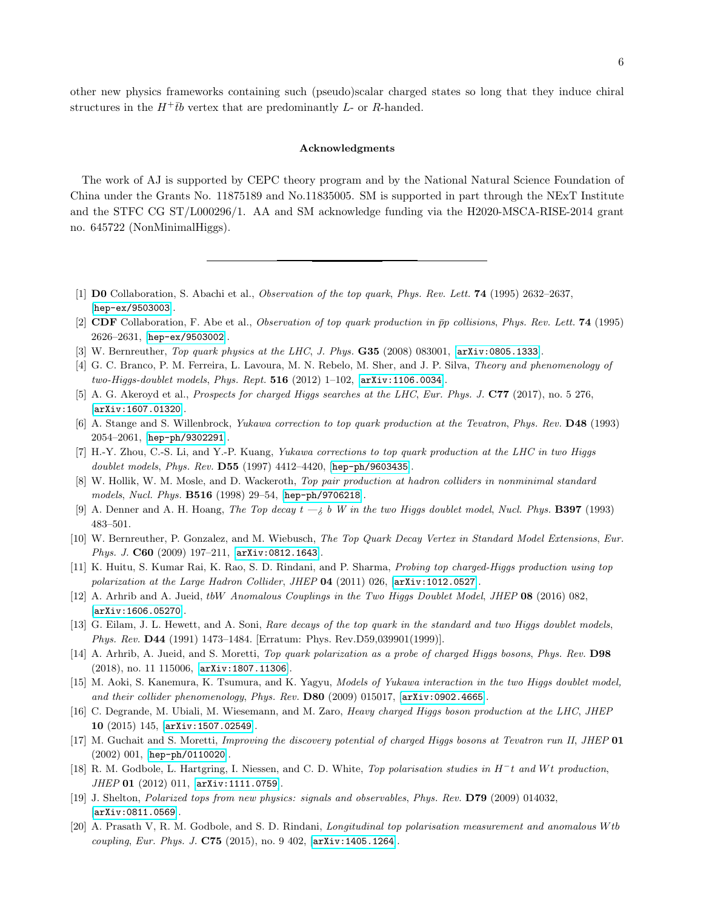other new physics frameworks containing such (pseudo)scalar charged states so long that they induce chiral structures in the $H^+\bar{t}b$ vertex that are predominantly $L$- or $R$-handed.

### Acknowledgments

The work of AJ is supported by CEPC theory program and by the National Natural Science Foundation of China under the Grants No. 11875189 and No.11835005. SM is supported in part through the NExT Institute and the STFC CG ST/L000296/1. AA and SM acknowledge funding via the H2020-MSCA-RISE-2014 grant no. 645722 (NonMinimalHiggs).

---

[1] **D0** Collaboration, S. Abachi et al., *Observation of the top quark*, *Phys. Rev. Lett.* **74** (1995) 2632–2637, [hep-ex/9503003].

[2] **CDF** Collaboration, F. Abe et al., *Observation of top quark production in $\bar{p}p$ collisions*, *Phys. Rev. Lett.* **74** (1995) 2626–2631, [hep-ex/9503002].

[3] W. Bernreuther, *Top quark physics at the LHC*, *J. Phys.* **G35** (2008) 083001, [arXiv:0805.1333].

[4] G. C. Branco, P. M. Ferreira, L. Lavoura, M. N. Rebelo, M. Sher, and J. P. Silva, *Theory and phenomenology of two-Higgs-doublet models*, *Phys. Rept.* **516** (2012) 1–102, [arXiv:1106.0034].

[5] A. G. Akeroyd et al., *Prospects for charged Higgs searches at the LHC*, *Eur. Phys. J.* **C77** (2017), no. 5 276, [arXiv:1607.01320].

[6] A. Stange and S. Willenbrock, *Yukawa correction to top quark production at the Tevatron*, *Phys. Rev.* **D48** (1993) 2054–2061, [hep-ph/9302291].

[7] H.-Y. Zhou, C.-S. Li, and Y.-P. Kuang, *Yukawa corrections to top quark production at the LHC in two Higgs doublet models*, *Phys. Rev.* **D55** (1997) 4412–4420, [hep-ph/9603435].

[8] W. Hollik, W. M. Mosle, and D. Wackeroth, *Top pair production at hadron colliders in nonminimal standard models*, *Nucl. Phys.* **B516** (1998) 29–54, [hep-ph/9706218].

[9] A. Denner and A. H. Hoang, *The Top decay t —¿ b W in the two Higgs doublet model*, *Nucl. Phys.* **B397** (1993) 483–501.

[10] W. Bernreuther, P. Gonzalez, and M. Wiebusch, *The Top Quark Decay Vertex in Standard Model Extensions*, *Eur. Phys. J.* **C60** (2009) 197–211, [arXiv:0812.1643].

[11] K. Huitu, S. Kumar Rai, K. Rao, S. D. Rindani, and P. Sharma, *Probing top charged-Higgs production using top polarization at the Large Hadron Collider*, *JHEP* **04** (2011) 026, [arXiv:1012.0527].

[12] A. Arhrib and A. Jueid, *tbW Anomalous Couplings in the Two Higgs Doublet Model*, *JHEP* **08** (2016) 082, [arXiv:1606.05270].

[13] G. Eilam, J. L. Hewett, and A. Soni, *Rare decays of the top quark in the standard and two Higgs doublet models*, *Phys. Rev.* **D44** (1991) 1473–1484. [Erratum: Phys. Rev.D59,039901(1999)].

[14] A. Arhrib, A. Jueid, and S. Moretti, *Top quark polarization as a probe of charged Higgs bosons*, *Phys. Rev.* **D98** (2018), no. 11 115006, [arXiv:1807.11306].

[15] M. Aoki, S. Kanemura, K. Tsumura, and K. Yagyu, *Models of Yukawa interaction in the two Higgs doublet model, and their collider phenomenology*, *Phys. Rev.* **D80** (2009) 015017, [arXiv:0902.4665].

[16] C. Degrande, M. Ubiali, M. Wiesemann, and M. Zaro, *Heavy charged Higgs boson production at the LHC*, *JHEP* **10** (2015) 145, [arXiv:1507.02549].

[17] M. Guchait and S. Moretti, *Improving the discovery potential of charged Higgs bosons at Tevatron run II*, *JHEP* **01** (2002) 001, [hep-ph/0110020].

[18] R. M. Godbole, L. Hartgring, I. Niessen, and C. D. White, *Top polarisation studies in $H^-t$ and $Wt$ production*, *JHEP* **01** (2012) 011, [arXiv:1111.0759].

[19] J. Shelton, *Polarized tops from new physics: signals and observables*, *Phys. Rev.* **D79** (2009) 014032, [arXiv:0811.0569].

[20] A. Prasath V, R. M. Godbole, and S. D. Rindani, *Longitudinal top polarisation measurement and anomalous $Wtb$ coupling*, *Eur. Phys. J.* **C75** (2015), no. 9 402, [arXiv:1405.1264].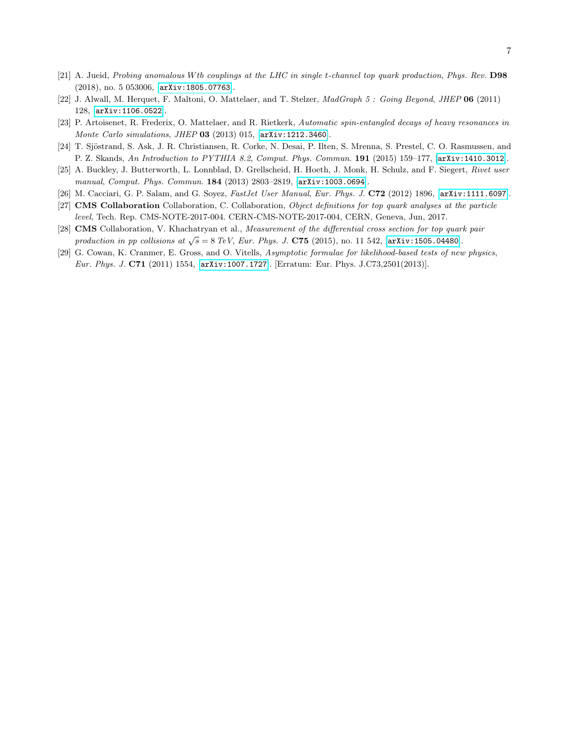[21] A. Jueid, *Probing anomalous $Wtb$ couplings at the LHC in single $t$-channel top quark production*, *Phys. Rev.* **D98** (2018), no. 5 053006, arXiv:1805.07763.

[22] J. Alwall, M. Herquet, F. Maltoni, O. Mattelaer, and T. Stelzer, *MadGraph 5 : Going Beyond*, *JHEP* **06** (2011) 128, arXiv:1106.0522.

[23] P. Artoisenet, R. Frederix, O. Mattelaer, and R. Rietkerk, *Automatic spin-entangled decays of heavy resonances in Monte Carlo simulations*, *JHEP* **03** (2013) 015, arXiv:1212.3460.

[24] T. Sjöstrand, S. Ask, J. R. Christiansen, R. Corke, N. Desai, P. Ilten, S. Mrenna, S. Prestel, C. O. Rasmussen, and P. Z. Skands, *An Introduction to PYTHIA 8.2*, *Comput. Phys. Commun.* **191** (2015) 159–177, arXiv:1410.3012.

[25] A. Buckley, J. Butterworth, L. Lonnblad, D. Grellscheid, H. Hoeth, J. Monk, H. Schulz, and F. Siegert, *Rivet user manual*, *Comput. Phys. Commun.* **184** (2013) 2803–2819, arXiv:1003.0694.

[26] M. Cacciari, G. P. Salam, and G. Soyez, *FastJet User Manual*, *Eur. Phys. J.* **C72** (2012) 1896, arXiv:1111.6097.

[27] **CMS Collaboration** Collaboration, C. Collaboration, *Object definitions for top quark analyses at the particle level*, Tech. Rep. CMS-NOTE-2017-004. CERN-CMS-NOTE-2017-004, CERN, Geneva, Jun, 2017.

[28] **CMS** Collaboration, V. Khachatryan et al., *Measurement of the differential cross section for top quark pair production in pp collisions at $\sqrt{s} = 8$ TeV*, *Eur. Phys. J.* **C75** (2015), no. 11 542, arXiv:1505.04480.

[29] G. Cowan, K. Cranmer, E. Gross, and O. Vitells, *Asymptotic formulae for likelihood-based tests of new physics*, *Eur. Phys. J.* **C71** (2011) 1554, arXiv:1007.1727. [Erratum: Eur. Phys. J.C73,2501(2013)].